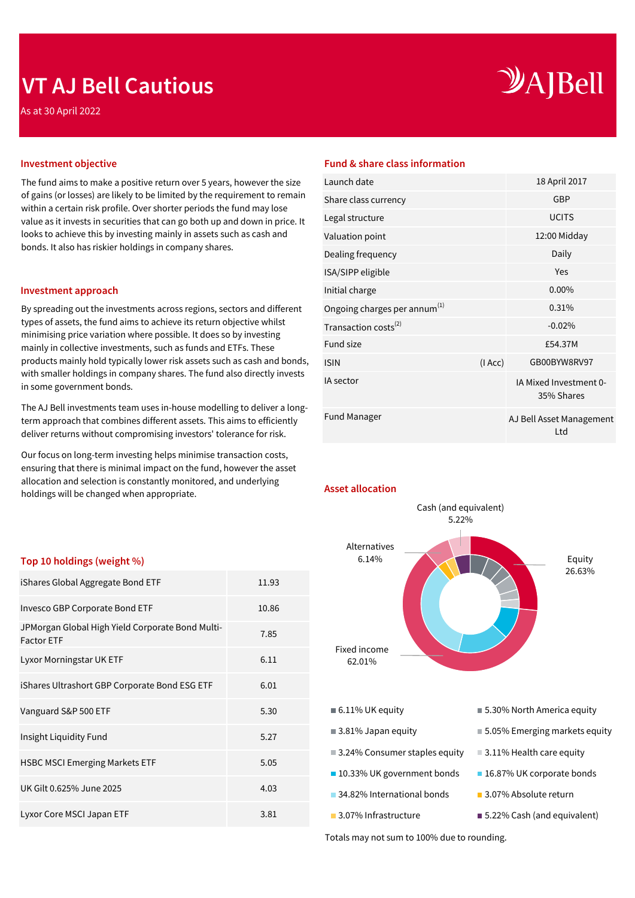# VT AJ Bell Cautious

As at 30 April 2022

## Investment objective

The fund aims to make a positive return over 5 years, however the size of gains (or losses) are likely to be limited by the requirement to remain within a certain risk profile. Over shorter periods the fund may lose value as it invests in securities that can go both up and down in price. It looks to achieve this by investing mainly in assets such as cash and bonds. It also has riskier holdings in company shares.

## Investment approach

By spreading out the investments across regions, sectors and different types of assets, the fund aims to achieve its return objective whilst minimising price variation where possible. It does so by investing mainly in collective investments, such as funds and ETFs. These products mainly hold typically lower risk assets such as cash and bonds, with smaller holdings in company shares. The fund also directly invests in some government bonds.

The AJ Bell investments team uses in-house modelling to deliver a long-term approach that combines different assets. This aims to efficiently deliver returns without compromising investors' tolerance for risk.

Our focus on long-term investing helps minimise transaction costs, ensuring that there is minimal impact on the fund, however the asset allocation and selection is constantly monitored, and underlying holdings will be changed when appropriate.

## Fund & share class information

| | | |
|---|---|---|
| Launch date | | 18 April 2017 |
| Share class currency | | GBP |
| Legal structure | | UCITS |
| Valuation point | | 12:00 Midday |
| Dealing frequency | | Daily |
| ISA/SIPP eligible | | Yes |
| Initial charge | | 0.00% |
| Ongoing charges per annum[1] | | 0.31% |
| Transaction costs[2] | | -0.02% |
| Fund size | | £54.37M |
| ISIN | (I Acc) | GB00BYW8RV97 |
| IA sector | | IA Mixed Investment 0-35% Shares |
| Fund Manager | | AJ Bell Asset Management Ltd |

## Top 10 holdings (weight %)

| Holding | Weight % |
|---|---|
| iShares Global Aggregate Bond ETF | 11.93 |
| Invesco GBP Corporate Bond ETF | 10.86 |
| JPMorgan Global High Yield Corporate Bond Multi-Factor ETF | 7.85 |
| Lyxor Morningstar UK ETF | 6.11 |
| iShares Ultrashort GBP Corporate Bond ESG ETF | 6.01 |
| Vanguard S&P 500 ETF | 5.30 |
| Insight Liquidity Fund | 5.27 |
| HSBC MSCI Emerging Markets ETF | 5.05 |
| UK Gilt 0.625% June 2025 | 4.03 |
| Lyxor Core MSCI Japan ETF | 3.81 |

## Asset allocation

Cash (and equivalent) 5.22%
Alternatives 6.14%
Equity 26.63%
Fixed income 62.01%

- 6.11% UK equity
- 5.30% North America equity
- 3.81% Japan equity
- 5.05% Emerging markets equity
- 3.24% Consumer staples equity
- 3.11% Health care equity
- 10.33% UK government bonds
- 16.87% UK corporate bonds
- 34.82% International bonds
- 3.07% Absolute return
- 3.07% Infrastructure
- 5.22% Cash (and equivalent)

Totals may not sum to 100% due to rounding.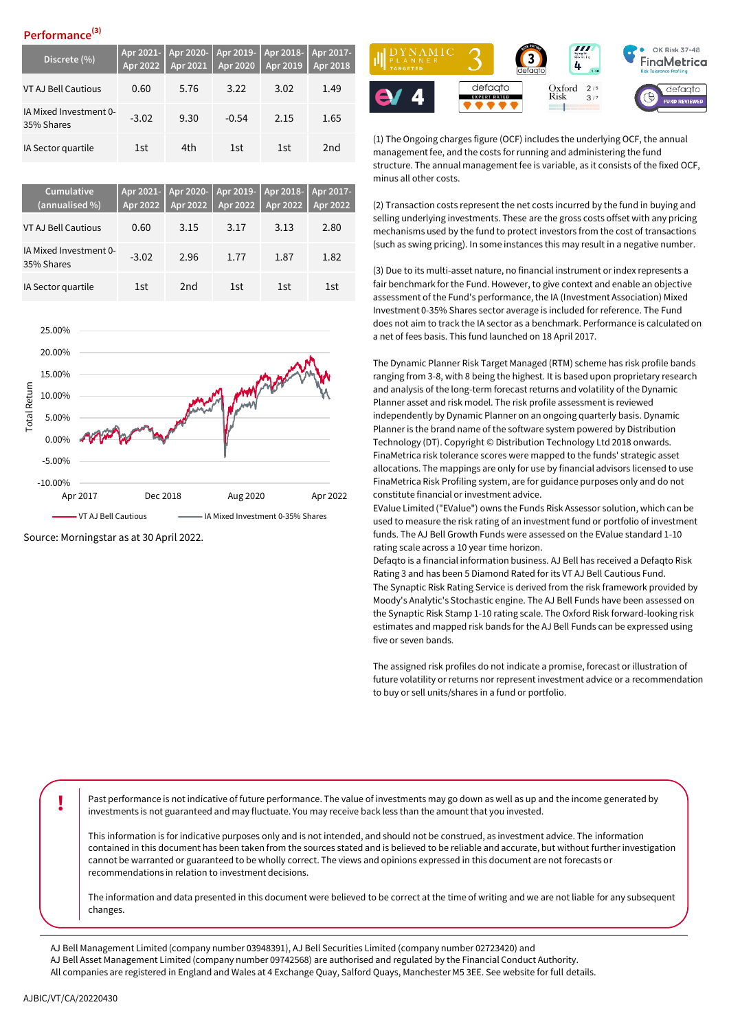## Performance[3]

| Discrete (%) | Apr 2021-Apr 2022 | Apr 2020-Apr 2021 | Apr 2019-Apr 2020 | Apr 2018-Apr 2019 | Apr 2017-Apr 2018 |
|---|---|---|---|---|---|
| VT AJ Bell Cautious | 0.60 | 5.76 | 3.22 | 3.02 | 1.49 |
| IA Mixed Investment 0-35% Shares | -3.02 | 9.30 | -0.54 | 2.15 | 1.65 |
| IA Sector quartile | 1st | 4th | 1st | 1st | 2nd |

| Cumulative (annualised %) | Apr 2021-Apr 2022 | Apr 2020-Apr 2022 | Apr 2019-Apr 2022 | Apr 2018-Apr 2022 | Apr 2017-Apr 2022 |
|---|---|---|---|---|---|
| VT AJ Bell Cautious | 0.60 | 3.15 | 3.17 | 3.13 | 2.80 |
| IA Mixed Investment 0-35% Shares | -3.02 | 2.96 | 1.77 | 1.87 | 1.82 |
| IA Sector quartile | 1st | 2nd | 1st | 1st | 1st |

25.00%
20.00%
15.00%
10.00%
5.00%
0.00%
-5.00%
-10.00%
Total Return
Apr 2017
Dec 2018
Aug 2020
Apr 2022
VT AJ Bell Cautious
IA Mixed Investment 0-35% Shares

Source: Morningstar as at 30 April 2022.

DYNAMIC PLANNER TARGETED 3
defaqto RISK RATING 3
ev 4
defaqto EXPERT RATED
Oxford Risk 2/5 3/7
OK Risk 37-48 FinaMetrica Risk Tolerance Profiling
defaqto FUND REVIEWED

(1) The Ongoing charges figure (OCF) includes the underlying OCF, the annual management fee, and the costs for running and administering the fund structure. The annual management fee is variable, as it consists of the fixed OCF, minus all other costs.

(2) Transaction costs represent the net costs incurred by the fund in buying and selling underlying investments. These are the gross costs offset with any pricing mechanisms used by the fund to protect investors from the cost of transactions (such as swing pricing). In some instances this may result in a negative number.

(3) Due to its multi-asset nature, no financial instrument or index represents a fair benchmark for the Fund. However, to give context and enable an objective assessment of the Fund's performance, the IA (Investment Association) Mixed Investment 0-35% Shares sector average is included for reference. The Fund does not aim to track the IA sector as a benchmark. Performance is calculated on a net of fees basis. This fund launched on 18 April 2017.

The Dynamic Planner Risk Target Managed (RTM) scheme has risk profile bands ranging from 3-8, with 8 being the highest. It is based upon proprietary research and analysis of the long-term forecast returns and volatility of the Dynamic Planner asset and risk model. The risk profile assessment is reviewed independently by Dynamic Planner on an ongoing quarterly basis. Dynamic Planner is the brand name of the software system powered by Distribution Technology (DT). Copyright © Distribution Technology Ltd 2018 onwards. FinaMetrica risk tolerance scores were mapped to the funds' strategic asset allocations. The mappings are only for use by financial advisors licensed to use FinaMetrica Risk Profiling system, are for guidance purposes only and do not constitute financial or investment advice.
EValue Limited ("EValue") owns the Funds Risk Assessor solution, which can be used to measure the risk rating of an investment fund or portfolio of investment funds. The AJ Bell Growth Funds were assessed on the EValue standard 1-10 rating scale across a 10 year time horizon.
Defaqto is a financial information business. AJ Bell has received a Defaqto Risk Rating 3 and has been 5 Diamond Rated for its VT AJ Bell Cautious Fund.
The Synaptic Risk Rating Service is derived from the risk framework provided by Moody's Analytic's Stochastic engine. The AJ Bell Funds have been assessed on the Synaptic Risk Stamp 1-10 rating scale. The Oxford Risk forward-looking risk estimates and mapped risk bands for the AJ Bell Funds can be expressed using five or seven bands.

The assigned risk profiles do not indicate a promise, forecast or illustration of future volatility or returns nor represent investment advice or a recommendation to buy or sell units/shares in a fund or portfolio.

!

Past performance is not indicative of future performance. The value of investments may go down as well as up and the income generated by investments is not guaranteed and may fluctuate. You may receive back less than the amount that you invested.

This information is for indicative purposes only and is not intended, and should not be construed, as investment advice. The information contained in this document has been taken from the sources stated and is believed to be reliable and accurate, but without further investigation cannot be warranted or guaranteed to be wholly correct. The views and opinions expressed in this document are not forecasts or recommendations in relation to investment decisions.

The information and data presented in this document were believed to be correct at the time of writing and we are not liable for any subsequent changes.

AJ Bell Management Limited (company number 03948391), AJ Bell Securities Limited (company number 02723420) and AJ Bell Asset Management Limited (company number 09742568) are authorised and regulated by the Financial Conduct Authority. All companies are registered in England and Wales at 4 Exchange Quay, Salford Quays, Manchester M5 3EE. See website for full details.

AJBIC/VT/CA/20220430